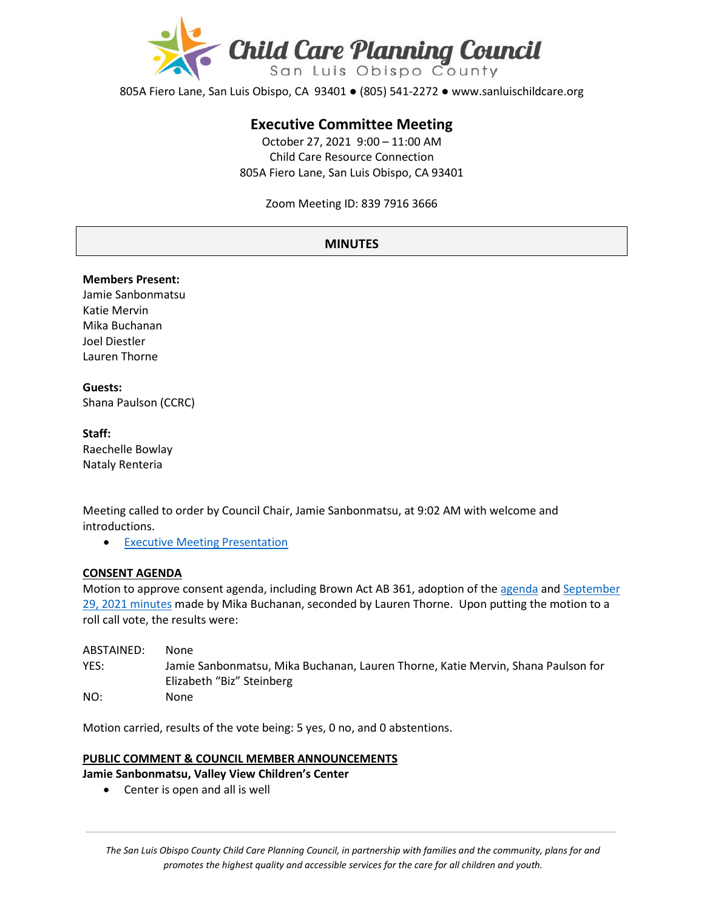# Child Care Planning Council

San Luis Obispo County

805A Fiero Lane, San Luis Obispo, CA 93401 ● (805) 541-2272 ● www.sanluischildcare.org

## Executive Committee Meeting

October 27, 2021 9:00 – 11:00 AM
Child Care Resource Connection
805A Fiero Lane, San Luis Obispo, CA 93401

Zoom Meeting ID: 839 7916 3666

## MINUTES

**Members Present:**
Jamie Sanbonmatsu
Katie Mervin
Mika Buchanan
Joel Diestler
Lauren Thorne

**Guests:**
Shana Paulson (CCRC)

**Staff:**
Raechelle Bowlay
Nataly Renteria

Meeting called to order by Council Chair, Jamie Sanbonmatsu, at 9:02 AM with welcome and introductions.

- Executive Meeting Presentation

### CONSENT AGENDA

Motion to approve consent agenda, including Brown Act AB 361, adoption of the agenda and September 29, 2021 minutes made by Mika Buchanan, seconded by Lauren Thorne. Upon putting the motion to a roll call vote, the results were:

ABSTAINED: None
YES: Jamie Sanbonmatsu, Mika Buchanan, Lauren Thorne, Katie Mervin, Shana Paulson for Elizabeth "Biz" Steinberg
NO: None

Motion carried, results of the vote being: 5 yes, 0 no, and 0 abstentions.

### PUBLIC COMMENT & COUNCIL MEMBER ANNOUNCEMENTS

**Jamie Sanbonmatsu, Valley View Children's Center**

- Center is open and all is well

*The San Luis Obispo County Child Care Planning Council, in partnership with families and the community, plans for and promotes the highest quality and accessible services for the care for all children and youth.*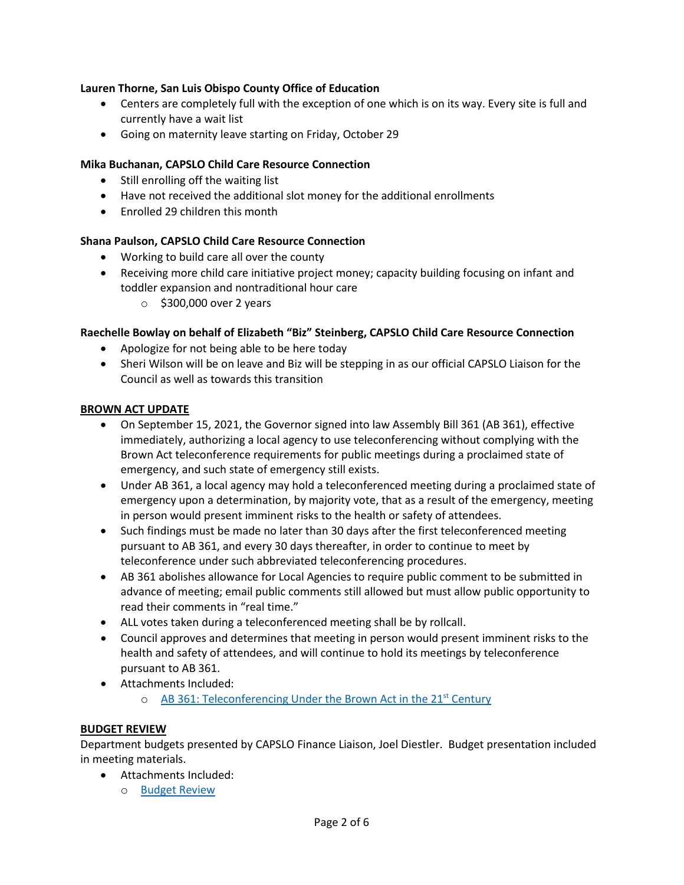**Lauren Thorne, San Luis Obispo County Office of Education**

- Centers are completely full with the exception of one which is on its way. Every site is full and currently have a wait list
- Going on maternity leave starting on Friday, October 29

**Mika Buchanan, CAPSLO Child Care Resource Connection**

- Still enrolling off the waiting list
- Have not received the additional slot money for the additional enrollments
- Enrolled 29 children this month

**Shana Paulson, CAPSLO Child Care Resource Connection**

- Working to build care all over the county
- Receiving more child care initiative project money; capacity building focusing on infant and toddler expansion and nontraditional hour care
  - $300,000 over 2 years

**Raechelle Bowlay on behalf of Elizabeth "Biz" Steinberg, CAPSLO Child Care Resource Connection**

- Apologize for not being able to be here today
- Sheri Wilson will be on leave and Biz will be stepping in as our official CAPSLO Liaison for the Council as well as towards this transition

**BROWN ACT UPDATE**

- On September 15, 2021, the Governor signed into law Assembly Bill 361 (AB 361), effective immediately, authorizing a local agency to use teleconferencing without complying with the Brown Act teleconference requirements for public meetings during a proclaimed state of emergency, and such state of emergency still exists.
- Under AB 361, a local agency may hold a teleconferenced meeting during a proclaimed state of emergency upon a determination, by majority vote, that as a result of the emergency, meeting in person would present imminent risks to the health or safety of attendees.
- Such findings must be made no later than 30 days after the first teleconferenced meeting pursuant to AB 361, and every 30 days thereafter, in order to continue to meet by teleconference under such abbreviated teleconferencing procedures.
- AB 361 abolishes allowance for Local Agencies to require public comment to be submitted in advance of meeting; email public comments still allowed but must allow public opportunity to read their comments in "real time."
- ALL votes taken during a teleconferenced meeting shall be by rollcall.
- Council approves and determines that meeting in person would present imminent risks to the health and safety of attendees, and will continue to hold its meetings by teleconference pursuant to AB 361.
- Attachments Included:
  - AB 361: Teleconferencing Under the Brown Act in the 21st Century

**BUDGET REVIEW**

Department budgets presented by CAPSLO Finance Liaison, Joel Diestler. Budget presentation included in meeting materials.

- Attachments Included:
  - Budget Review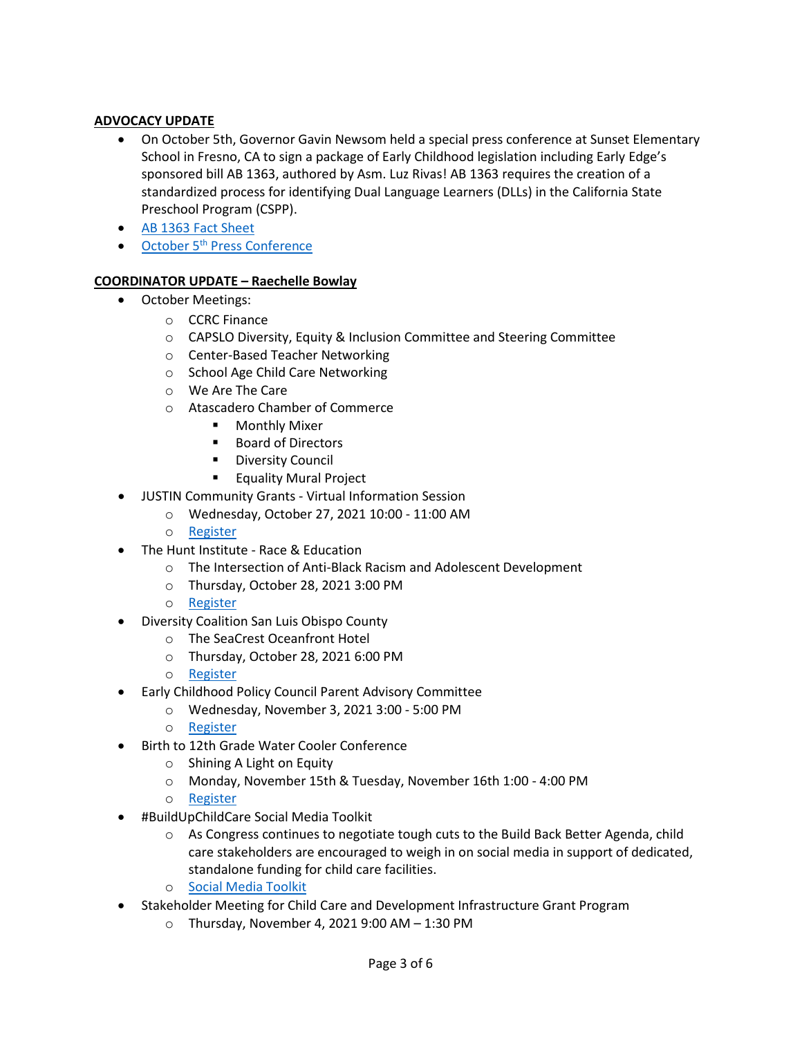**ADVOCACY UPDATE**

- On October 5th, Governor Gavin Newsom held a special press conference at Sunset Elementary School in Fresno, CA to sign a package of Early Childhood legislation including Early Edge's sponsored bill AB 1363, authored by Asm. Luz Rivas! AB 1363 requires the creation of a standardized process for identifying Dual Language Learners (DLLs) in the California State Preschool Program (CSPP).
- AB 1363 Fact Sheet
- October 5th Press Conference

**COORDINATOR UPDATE – Raechelle Bowlay**

- October Meetings:
  - CCRC Finance
  - CAPSLO Diversity, Equity & Inclusion Committee and Steering Committee
  - Center-Based Teacher Networking
  - School Age Child Care Networking
  - We Are The Care
  - Atascadero Chamber of Commerce
    - Monthly Mixer
    - Board of Directors
    - Diversity Council
    - Equality Mural Project
- JUSTIN Community Grants - Virtual Information Session
  - Wednesday, October 27, 2021 10:00 - 11:00 AM
  - Register
- The Hunt Institute - Race & Education
  - The Intersection of Anti-Black Racism and Adolescent Development
  - Thursday, October 28, 2021 3:00 PM
  - Register
- Diversity Coalition San Luis Obispo County
  - The SeaCrest Oceanfront Hotel
  - Thursday, October 28, 2021 6:00 PM
  - Register
- Early Childhood Policy Council Parent Advisory Committee
  - Wednesday, November 3, 2021 3:00 - 5:00 PM
  - Register
- Birth to 12th Grade Water Cooler Conference
  - Shining A Light on Equity
  - Monday, November 15th & Tuesday, November 16th 1:00 - 4:00 PM
  - Register
- #BuildUpChildCare Social Media Toolkit
  - As Congress continues to negotiate tough cuts to the Build Back Better Agenda, child care stakeholders are encouraged to weigh in on social media in support of dedicated, standalone funding for child care facilities.
  - Social Media Toolkit
- Stakeholder Meeting for Child Care and Development Infrastructure Grant Program
  - Thursday, November 4, 2021 9:00 AM – 1:30 PM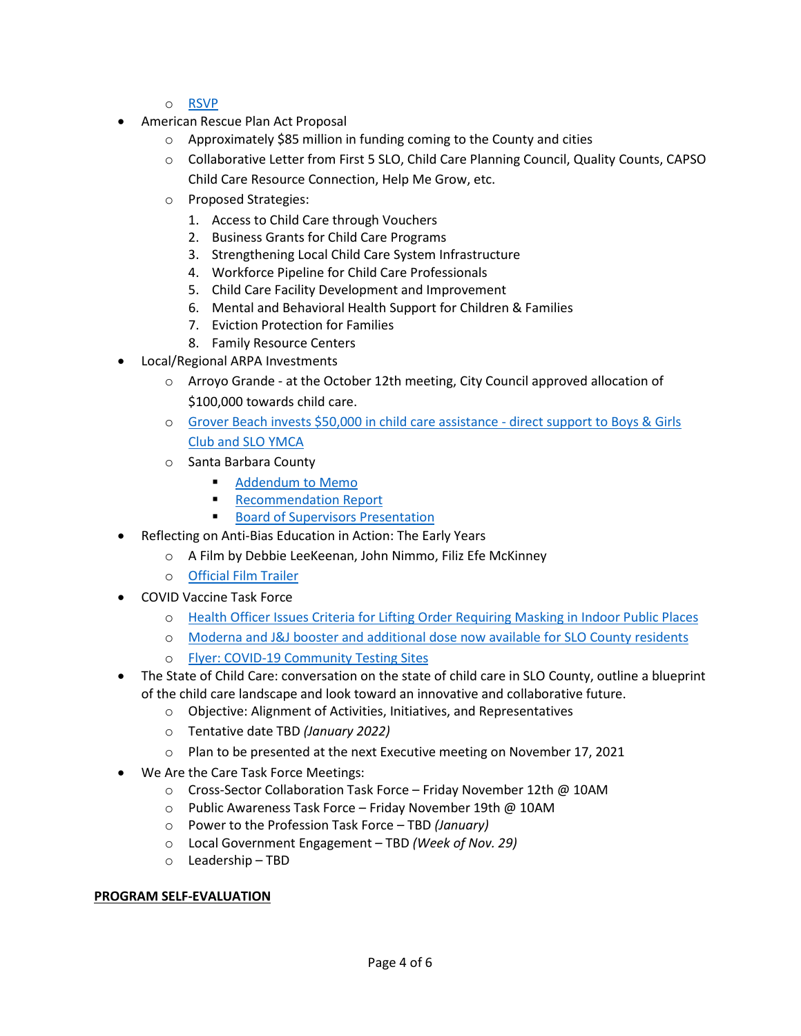- RSVP
- American Rescue Plan Act Proposal
  - Approximately $85 million in funding coming to the County and cities
  - Collaborative Letter from First 5 SLO, Child Care Planning Council, Quality Counts, CAPSO Child Care Resource Connection, Help Me Grow, etc.
  - Proposed Strategies:
    1. Access to Child Care through Vouchers
    2. Business Grants for Child Care Programs
    3. Strengthening Local Child Care System Infrastructure
    4. Workforce Pipeline for Child Care Professionals
    5. Child Care Facility Development and Improvement
    6. Mental and Behavioral Health Support for Children & Families
    7. Eviction Protection for Families
    8. Family Resource Centers
- Local/Regional ARPA Investments
  - Arroyo Grande - at the October 12th meeting, City Council approved allocation of $100,000 towards child care.
  - Grover Beach invests $50,000 in child care assistance - direct support to Boys & Girls Club and SLO YMCA
  - Santa Barbara County
    - Addendum to Memo
    - Recommendation Report
    - Board of Supervisors Presentation
- Reflecting on Anti-Bias Education in Action: The Early Years
  - A Film by Debbie LeeKeenan, John Nimmo, Filiz Efe McKinney
  - Official Film Trailer
- COVID Vaccine Task Force
  - Health Officer Issues Criteria for Lifting Order Requiring Masking in Indoor Public Places
  - Moderna and J&J booster and additional dose now available for SLO County residents
  - Flyer: COVID-19 Community Testing Sites
- The State of Child Care: conversation on the state of child care in SLO County, outline a blueprint of the child care landscape and look toward an innovative and collaborative future.
  - Objective: Alignment of Activities, Initiatives, and Representatives
  - Tentative date TBD *(January 2022)*
  - Plan to be presented at the next Executive meeting on November 17, 2021
- We Are the Care Task Force Meetings:
  - Cross-Sector Collaboration Task Force – Friday November 12th @ 10AM
  - Public Awareness Task Force – Friday November 19th @ 10AM
  - Power to the Profession Task Force – TBD *(January)*
  - Local Government Engagement – TBD *(Week of Nov. 29)*
  - Leadership – TBD

**PROGRAM SELF-EVALUATION**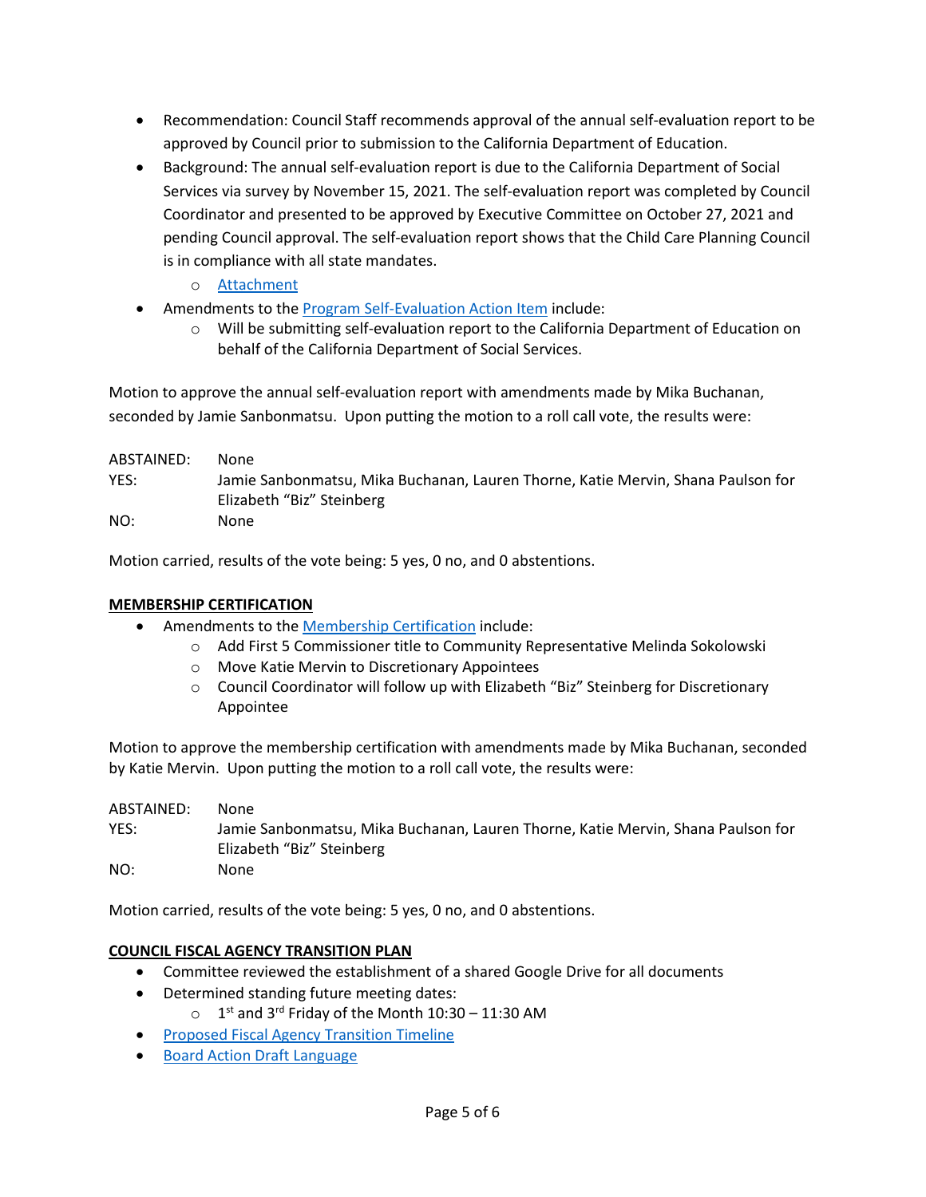- Recommendation: Council Staff recommends approval of the annual self-evaluation report to be approved by Council prior to submission to the California Department of Education.
- Background: The annual self-evaluation report is due to the California Department of Social Services via survey by November 15, 2021. The self-evaluation report was completed by Council Coordinator and presented to be approved by Executive Committee on October 27, 2021 and pending Council approval. The self-evaluation report shows that the Child Care Planning Council is in compliance with all state mandates.
    - Attachment
- Amendments to the Program Self-Evaluation Action Item include:
    - Will be submitting self-evaluation report to the California Department of Education on behalf of the California Department of Social Services.

Motion to approve the annual self-evaluation report with amendments made by Mika Buchanan, seconded by Jamie Sanbonmatsu. Upon putting the motion to a roll call vote, the results were:

ABSTAINED: None
YES: Jamie Sanbonmatsu, Mika Buchanan, Lauren Thorne, Katie Mervin, Shana Paulson for Elizabeth "Biz" Steinberg
NO: None

Motion carried, results of the vote being: 5 yes, 0 no, and 0 abstentions.

**MEMBERSHIP CERTIFICATION**

- Amendments to the Membership Certification include:
    - Add First 5 Commissioner title to Community Representative Melinda Sokolowski
    - Move Katie Mervin to Discretionary Appointees
    - Council Coordinator will follow up with Elizabeth "Biz" Steinberg for Discretionary Appointee

Motion to approve the membership certification with amendments made by Mika Buchanan, seconded by Katie Mervin. Upon putting the motion to a roll call vote, the results were:

ABSTAINED: None
YES: Jamie Sanbonmatsu, Mika Buchanan, Lauren Thorne, Katie Mervin, Shana Paulson for Elizabeth "Biz" Steinberg
NO: None

Motion carried, results of the vote being: 5 yes, 0 no, and 0 abstentions.

**COUNCIL FISCAL AGENCY TRANSITION PLAN**

- Committee reviewed the establishment of a shared Google Drive for all documents
- Determined standing future meeting dates:
    - 1st and 3rd Friday of the Month 10:30 – 11:30 AM
- Proposed Fiscal Agency Transition Timeline
- Board Action Draft Language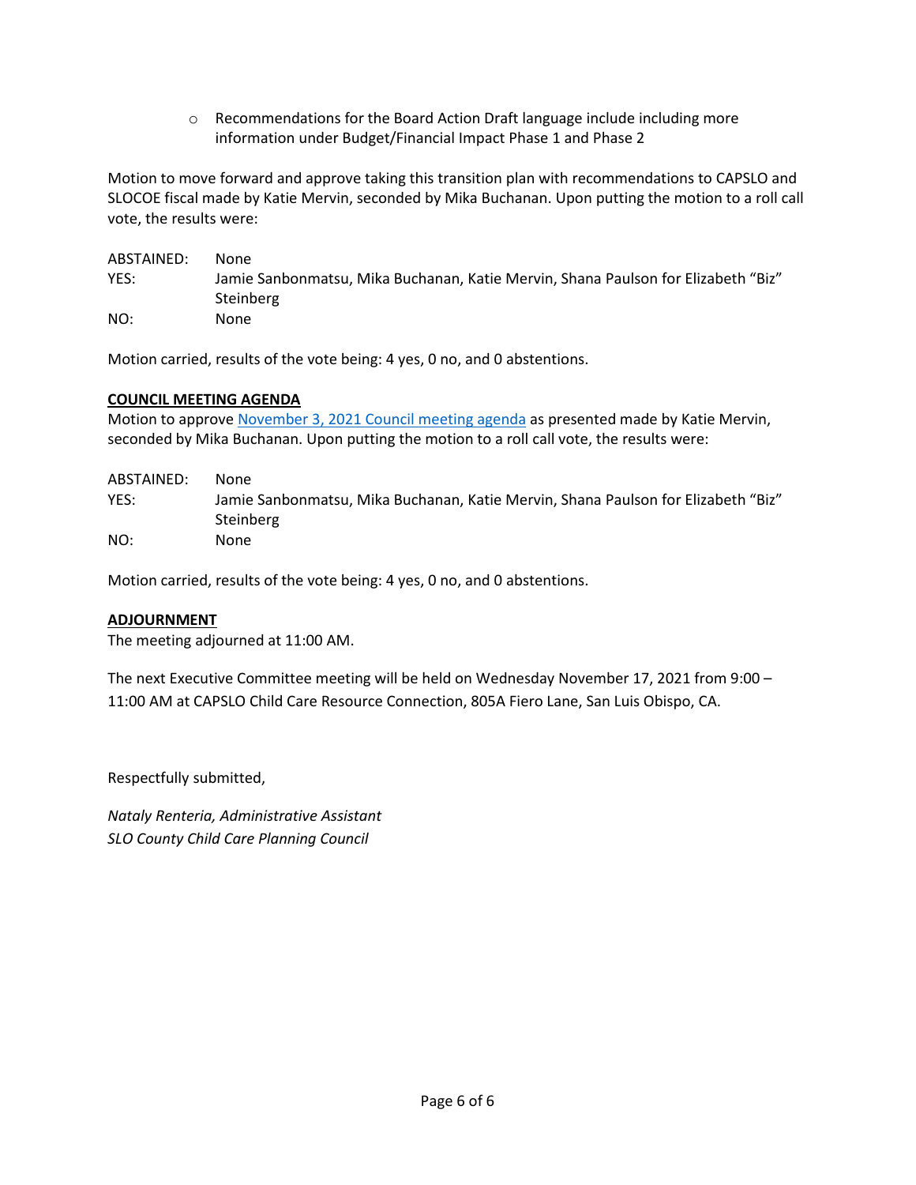- Recommendations for the Board Action Draft language include including more information under Budget/Financial Impact Phase 1 and Phase 2

Motion to move forward and approve taking this transition plan with recommendations to CAPSLO and SLOCOE fiscal made by Katie Mervin, seconded by Mika Buchanan. Upon putting the motion to a roll call vote, the results were:

| | |
|---|---|
| ABSTAINED: | None |
| YES: | Jamie Sanbonmatsu, Mika Buchanan, Katie Mervin, Shana Paulson for Elizabeth "Biz" Steinberg |
| NO: | None |

Motion carried, results of the vote being: 4 yes, 0 no, and 0 abstentions.

**COUNCIL MEETING AGENDA**

Motion to approve November 3, 2021 Council meeting agenda as presented made by Katie Mervin, seconded by Mika Buchanan. Upon putting the motion to a roll call vote, the results were:

| | |
|---|---|
| ABSTAINED: | None |
| YES: | Jamie Sanbonmatsu, Mika Buchanan, Katie Mervin, Shana Paulson for Elizabeth "Biz" Steinberg |
| NO: | None |

Motion carried, results of the vote being: 4 yes, 0 no, and 0 abstentions.

**ADJOURNMENT**

The meeting adjourned at 11:00 AM.

The next Executive Committee meeting will be held on Wednesday November 17, 2021 from 9:00 – 11:00 AM at CAPSLO Child Care Resource Connection, 805A Fiero Lane, San Luis Obispo, CA.

Respectfully submitted,

*Nataly Renteria, Administrative Assistant*
*SLO County Child Care Planning Council*